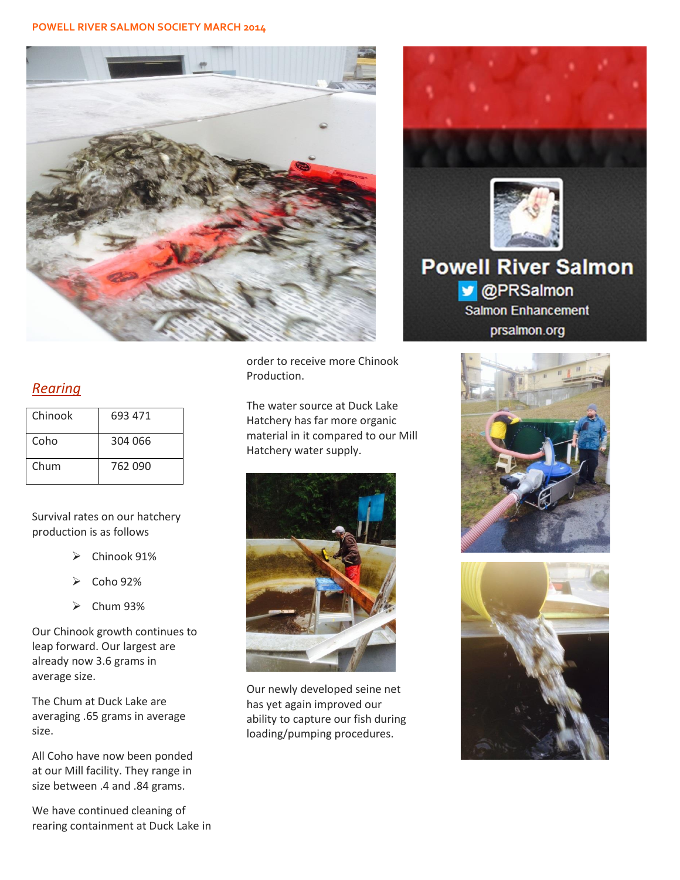POWELL RIVER SALMON SOCIETY MARCH 2014

## *Rearing*

| Chinook | 693 471 |
|---|---|
| Coho | 304 066 |
| Chum | 762 090 |

Survival rates on our hatchery production is as follows

- Chinook 91%
- Coho 92%
- Chum 93%

Our Chinook growth continues to leap forward. Our largest are already now 3.6 grams in average size.

The Chum at Duck Lake are averaging .65 grams in average size.

All Coho have now been ponded at our Mill facility. They range in size between .4 and .84 grams.

We have continued cleaning of rearing containment at Duck Lake in order to receive more Chinook Production.

The water source at Duck Lake Hatchery has far more organic material in it compared to our Mill Hatchery water supply.

Our newly developed seine net has yet again improved our ability to capture our fish during loading/pumping procedures.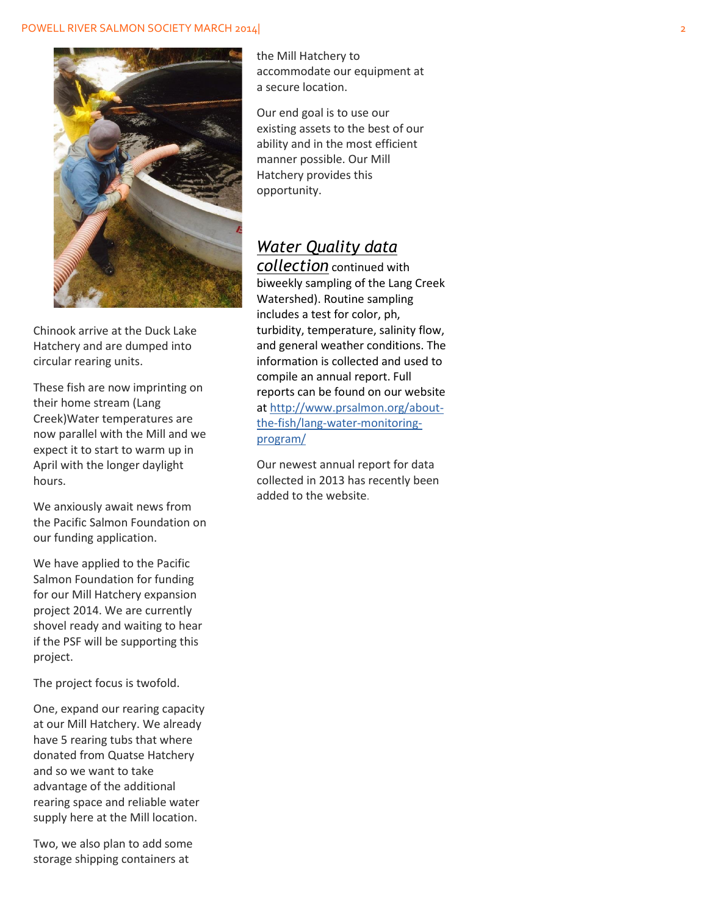Chinook arrive at the Duck Lake Hatchery and are dumped into circular rearing units.

These fish are now imprinting on their home stream (Lang Creek)Water temperatures are now parallel with the Mill and we expect it to start to warm up in April with the longer daylight hours.

We anxiously await news from the Pacific Salmon Foundation on our funding application.

We have applied to the Pacific Salmon Foundation for funding for our Mill Hatchery expansion project 2014. We are currently shovel ready and waiting to hear if the PSF will be supporting this project.

The project focus is twofold.

One, expand our rearing capacity at our Mill Hatchery. We already have 5 rearing tubs that where donated from Quatse Hatchery and so we want to take advantage of the additional rearing space and reliable water supply here at the Mill location.

Two, we also plan to add some storage shipping containers at the Mill Hatchery to accommodate our equipment at a secure location.

Our end goal is to use our existing assets to the best of our ability and in the most efficient manner possible. Our Mill Hatchery provides this opportunity.

***Water Quality data collection*** continued with biweekly sampling of the Lang Creek Watershed). Routine sampling includes a test for color, ph, turbidity, temperature, salinity flow, and general weather conditions. The information is collected and used to compile an annual report. Full reports can be found on our website at http://www.prsalmon.org/about-the-fish/lang-water-monitoring-program/

Our newest annual report for data collected in 2013 has recently been added to the website.